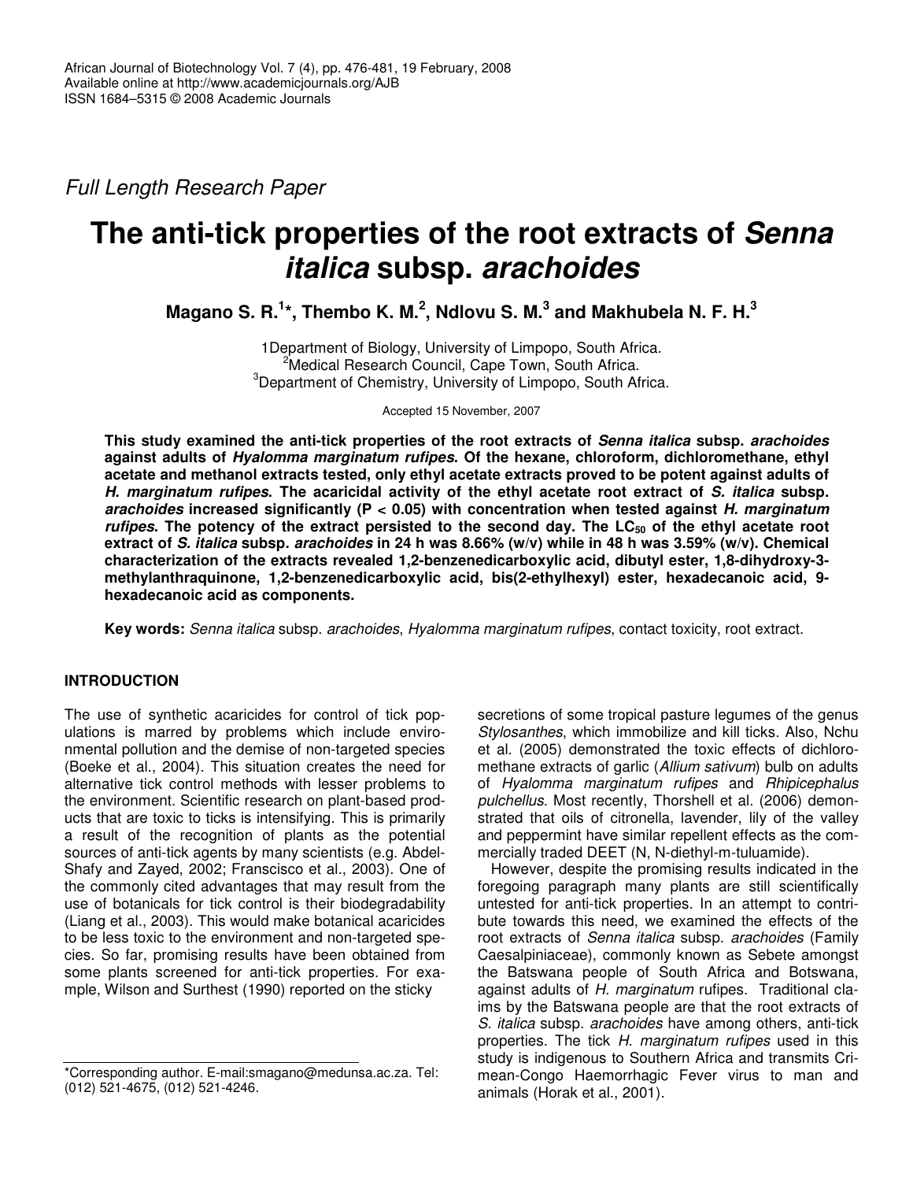*Full Length Research Paper*

# The anti-tick properties of the root extracts of *Senna italica* subsp. *arachoides*

**Magano S. R.[1]\*, Thembo K. M.[2], Ndlovu S. M.[3] and Makhubela N. F. H.[3]**

1Department of Biology, University of Limpopo, South Africa.
[2]Medical Research Council, Cape Town, South Africa.
[3]Department of Chemistry, University of Limpopo, South Africa.

Accepted 15 November, 2007

**This study examined the anti-tick properties of the root extracts of *Senna italica* subsp. *arachoides* against adults of *Hyalomma marginatum rufipes*. Of the hexane, chloroform, dichloromethane, ethyl acetate and methanol extracts tested, only ethyl acetate extracts proved to be potent against adults of *H. marginatum rufipes*. The acaricidal activity of the ethyl acetate root extract of *S. italica* subsp. *arachoides* increased significantly ($P < 0.05$) with concentration when tested against *H. marginatum rufipes*. The potency of the extract persisted to the second day. The $LC_{50}$ of the ethyl acetate root extract of *S. italica* subsp. *arachoides* in 24 h was 8.66% (w/v) while in 48 h was 3.59% (w/v). Chemical characterization of the extracts revealed 1,2-benzenedicarboxylic acid, dibutyl ester, 1,8-dihydroxy-3-methylanthraquinone, 1,2-benzenedicarboxylic acid, bis(2-ethylhexyl) ester, hexadecanoic acid, 9-hexadecanoic acid as components.**

**Key words:** *Senna italica* subsp. *arachoides*, *Hyalomma marginatum rufipes*, contact toxicity, root extract.

## INTRODUCTION

The use of synthetic acaricides for control of tick populations is marred by problems which include environmental pollution and the demise of non-targeted species (Boeke et al., 2004). This situation creates the need for alternative tick control methods with lesser problems to the environment. Scientific research on plant-based products that are toxic to ticks is intensifying. This is primarily a result of the recognition of plants as the potential sources of anti-tick agents by many scientists (e.g. Abdel-Shafy and Zayed, 2002; Franscisco et al., 2003). One of the commonly cited advantages that may result from the use of botanicals for tick control is their biodegradability (Liang et al., 2003). This would make botanical acaricides to be less toxic to the environment and non-targeted species. So far, promising results have been obtained from some plants screened for anti-tick properties. For example, Wilson and Surthest (1990) reported on the sticky secretions of some tropical pasture legumes of the genus *Stylosanthes*, which immobilize and kill ticks. Also, Nchu et al. (2005) demonstrated the toxic effects of dichloromethane extracts of garlic (*Allium sativum*) bulb on adults of *Hyalomma marginatum rufipes* and *Rhipicephalus pulchellus*. Most recently, Thorshell et al. (2006) demonstrated that oils of citronella, lavender, lily of the valley and peppermint have similar repellent effects as the commercially traded DEET (N, N-diethyl-m-tuluamide).

However, despite the promising results indicated in the foregoing paragraph many plants are still scientifically untested for anti-tick properties. In an attempt to contribute towards this need, we examined the effects of the root extracts of *Senna italica* subsp. *arachoides* (Family Caesalpiniaceae), commonly known as Sebete amongst the Batswana people of South Africa and Botswana, against adults of *H. marginatum* rufipes. Traditional claims by the Batswana people are that the root extracts of *S. italica* subsp. *arachoides* have among others, anti-tick properties. The tick *H. marginatum rufipes* used in this study is indigenous to Southern Africa and transmits Crimean-Congo Haemorrhagic Fever virus to man and animals (Horak et al., 2001).

\*Corresponding author. E-mail:smagano@medunsa.ac.za. Tel: (012) 521-4675, (012) 521-4246.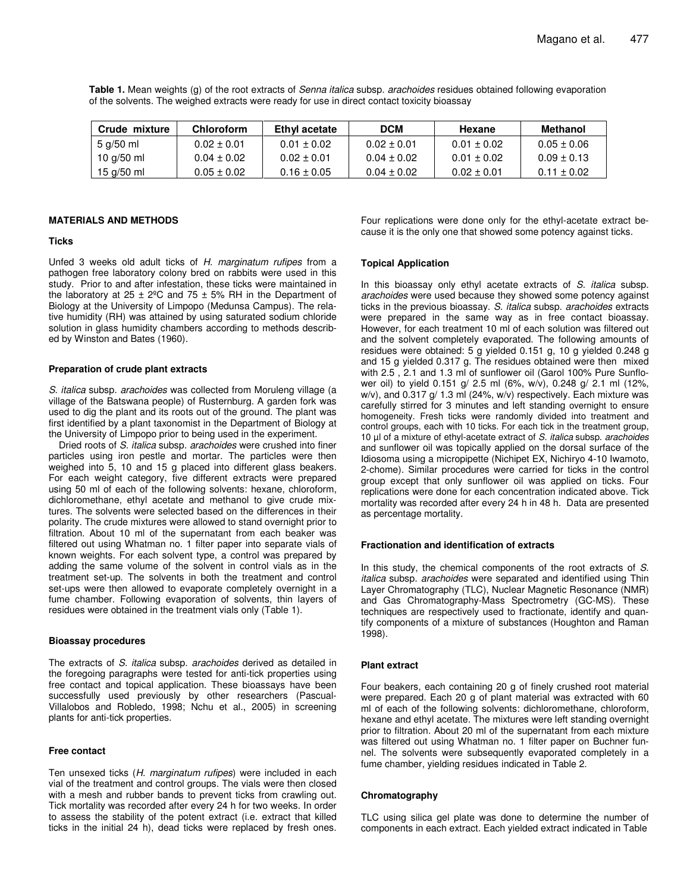**Table 1.** Mean weights (g) of the root extracts of *Senna italica* subsp. *arachoides* residues obtained following evaporation of the solvents. The weighed extracts were ready for use in direct contact toxicity bioassay

| Crude mixture | Chloroform | Ethyl acetate | DCM | Hexane | Methanol |
|---|---|---|---|---|---|
| 5 g/50 ml | 0.02 ± 0.01 | 0.01 ± 0.02 | 0.02 ± 0.01 | 0.01 ± 0.02 | 0.05 ± 0.06 |
| 10 g/50 ml | 0.04 ± 0.02 | 0.02 ± 0.01 | 0.04 ± 0.02 | 0.01 ± 0.02 | 0.09 ± 0.13 |
| 15 g/50 ml | 0.05 ± 0.02 | 0.16 ± 0.05 | 0.04 ± 0.02 | 0.02 ± 0.01 | 0.11 ± 0.02 |

## MATERIALS AND METHODS

### Ticks

Unfed 3 weeks old adult ticks of *H. marginatum rufipes* from a pathogen free laboratory colony bred on rabbits were used in this study. Prior to and after infestation, these ticks were maintained in the laboratory at 25 ± 2ºC and 75 ± 5% RH in the Department of Biology at the University of Limpopo (Medunsa Campus). The relative humidity (RH) was attained by using saturated sodium chloride solution in glass humidity chambers according to methods described by Winston and Bates (1960).

### Preparation of crude plant extracts

*S. italica* subsp. *arachoides* was collected from Moruleng village (a village of the Batswana people) of Rusternburg. A garden fork was used to dig the plant and its roots out of the ground. The plant was first identified by a plant taxonomist in the Department of Biology at the University of Limpopo prior to being used in the experiment.

Dried roots of *S. italica* subsp. *arachoides* were crushed into finer particles using iron pestle and mortar. The particles were then weighed into 5, 10 and 15 g placed into different glass beakers. For each weight category, five different extracts were prepared using 50 ml of each of the following solvents: hexane, chloroform, dichloromethane, ethyl acetate and methanol to give crude mixtures. The solvents were selected based on the differences in their polarity. The crude mixtures were allowed to stand overnight prior to filtration. About 10 ml of the supernatant from each beaker was filtered out using Whatman no. 1 filter paper into separate vials of known weights. For each solvent type, a control was prepared by adding the same volume of the solvent in control vials as in the treatment set-up. The solvents in both the treatment and control set-ups were then allowed to evaporate completely overnight in a fume chamber. Following evaporation of solvents, thin layers of residues were obtained in the treatment vials only (Table 1).

### Bioassay procedures

The extracts of *S. italica* subsp. *arachoides* derived as detailed in the foregoing paragraphs were tested for anti-tick properties using free contact and topical application. These bioassays have been successfully used previously by other researchers (Pascual-Villalobos and Robledo, 1998; Nchu et al., 2005) in screening plants for anti-tick properties.

### Free contact

Ten unsexed ticks (*H. marginatum rufipes*) were included in each vial of the treatment and control groups. The vials were then closed with a mesh and rubber bands to prevent ticks from crawling out. Tick mortality was recorded after every 24 h for two weeks. In order to assess the stability of the potent extract (i.e. extract that killed ticks in the initial 24 h), dead ticks were replaced by fresh ones. Four replications were done only for the ethyl-acetate extract because it is the only one that showed some potency against ticks.

### Topical Application

In this bioassay only ethyl acetate extracts of *S. italica* subsp. *arachoides* were used because they showed some potency against ticks in the previous bioassay. *S. italica* subsp. *arachoides* extracts were prepared in the same way as in free contact bioassay. However, for each treatment 10 ml of each solution was filtered out and the solvent completely evaporated. The following amounts of residues were obtained: 5 g yielded 0.151 g, 10 g yielded 0.248 g and 15 g yielded 0.317 g. The residues obtained were then mixed with 2.5 , 2.1 and 1.3 ml of sunflower oil (Garol 100% Pure Sunflower oil) to yield 0.151 g/ 2.5 ml (6%, w/v), 0.248 g/ 2.1 ml (12%, w/v), and 0.317 g/ 1.3 ml (24%, w/v) respectively. Each mixture was carefully stirred for 3 minutes and left standing overnight to ensure homogeneity. Fresh ticks were randomly divided into treatment and control groups, each with 10 ticks. For each tick in the treatment group, 10 µl of a mixture of ethyl-acetate extract of *S. italica* subsp. *arachoides* and sunflower oil was topically applied on the dorsal surface of the Idiosoma using a micropipette (Nichipet EX, Nichiryo 4-10 Iwamoto, 2-chome). Similar procedures were carried for ticks in the control group except that only sunflower oil was applied on ticks. Four replications were done for each concentration indicated above. Tick mortality was recorded after every 24 h in 48 h. Data are presented as percentage mortality.

### Fractionation and identification of extracts

In this study, the chemical components of the root extracts of *S. italica* subsp. *arachoides* were separated and identified using Thin Layer Chromatography (TLC), Nuclear Magnetic Resonance (NMR) and Gas Chromatography-Mass Spectrometry (GC-MS). These techniques are respectively used to fractionate, identify and quantify components of a mixture of substances (Houghton and Raman 1998).

### Plant extract

Four beakers, each containing 20 g of finely crushed root material were prepared. Each 20 g of plant material was extracted with 60 ml of each of the following solvents: dichloromethane, chloroform, hexane and ethyl acetate. The mixtures were left standing overnight prior to filtration. About 20 ml of the supernatant from each mixture was filtered out using Whatman no. 1 filter paper on Buchner funnel. The solvents were subsequently evaporated completely in a fume chamber, yielding residues indicated in Table 2.

### Chromatography

TLC using silica gel plate was done to determine the number of components in each extract. Each yielded extract indicated in Table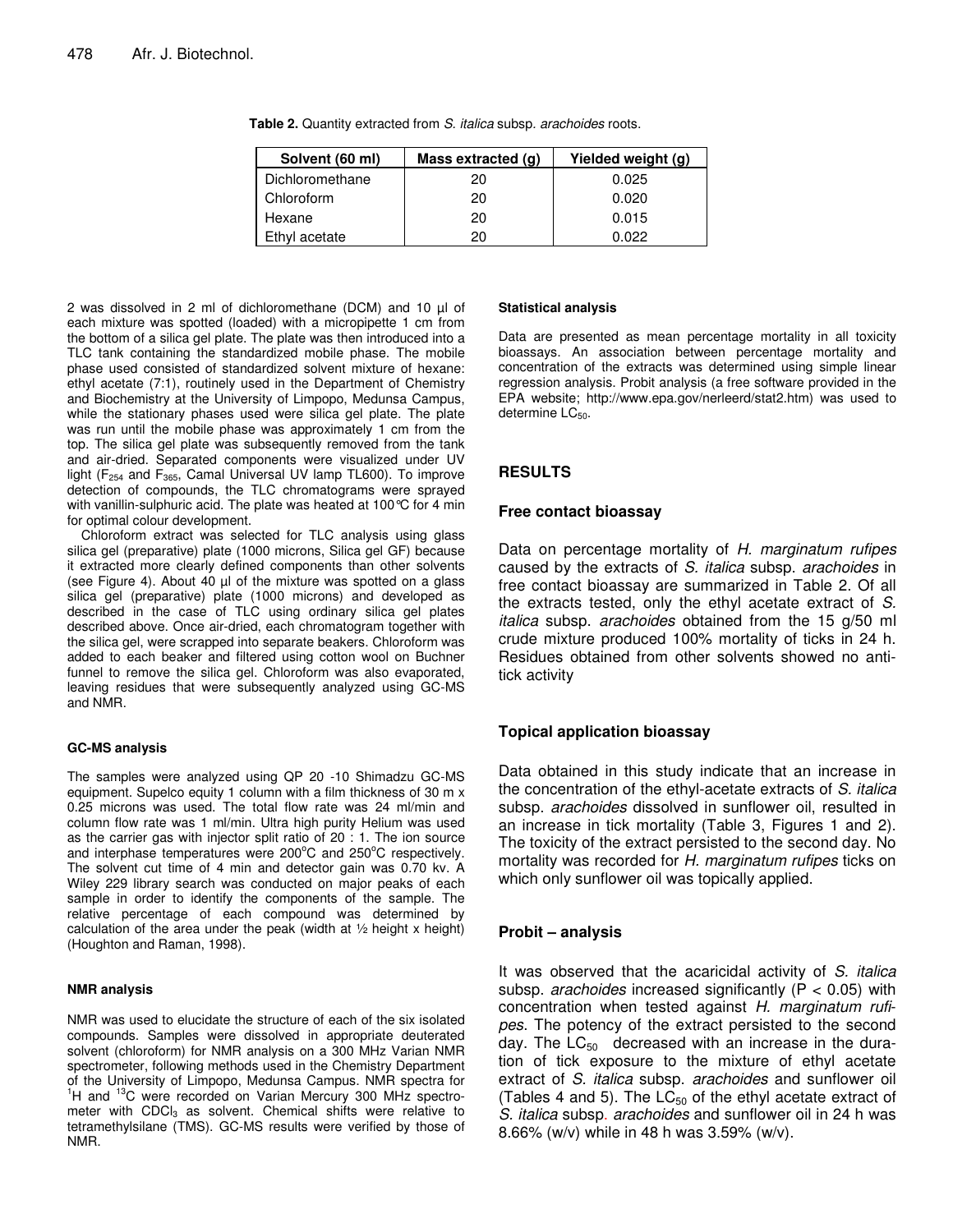**Table 2.** Quantity extracted from *S. italica* subsp. *arachoides* roots.

| Solvent (60 ml) | Mass extracted (g) | Yielded weight (g) |
|---|---|---|
| Dichloromethane | 20 | 0.025 |
| Chloroform | 20 | 0.020 |
| Hexane | 20 | 0.015 |
| Ethyl acetate | 20 | 0.022 |

2 was dissolved in 2 ml of dichloromethane (DCM) and 10 µl of each mixture was spotted (loaded) with a micropipette 1 cm from the bottom of a silica gel plate. The plate was then introduced into a TLC tank containing the standardized mobile phase. The mobile phase used consisted of standardized solvent mixture of hexane: ethyl acetate (7:1), routinely used in the Department of Chemistry and Biochemistry at the University of Limpopo, Medunsa Campus, while the stationary phases used were silica gel plate. The plate was run until the mobile phase was approximately 1 cm from the top. The silica gel plate was subsequently removed from the tank and air-dried. Separated components were visualized under UV light ($F_{254}$ and $F_{365}$, Camal Universal UV lamp TL600). To improve detection of compounds, the TLC chromatograms were sprayed with vanillin-sulphuric acid. The plate was heated at 100°C for 4 min for optimal colour development.

Chloroform extract was selected for TLC analysis using glass silica gel (preparative) plate (1000 microns, Silica gel GF) because it extracted more clearly defined components than other solvents (see Figure 4). About 40 µl of the mixture was spotted on a glass silica gel (preparative) plate (1000 microns) and developed as described in the case of TLC using ordinary silica gel plates described above. Once air-dried, each chromatogram together with the silica gel, were scrapped into separate beakers. Chloroform was added to each beaker and filtered using cotton wool on Buchner funnel to remove the silica gel. Chloroform was also evaporated, leaving residues that were subsequently analyzed using GC-MS and NMR.

#### GC-MS analysis

The samples were analyzed using QP 20 -10 Shimadzu GC-MS equipment. Supelco equity 1 column with a film thickness of 30 m x 0.25 microns was used. The total flow rate was 24 ml/min and column flow rate was 1 ml/min. Ultra high purity Helium was used as the carrier gas with injector split ratio of 20 : 1. The ion source and interphase temperatures were 200°C and 250°C respectively. The solvent cut time of 4 min and detector gain was 0.70 kv. A Wiley 229 library search was conducted on major peaks of each sample in order to identify the components of the sample. The relative percentage of each compound was determined by calculation of the area under the peak (width at ½ height x height) (Houghton and Raman, 1998).

#### NMR analysis

NMR was used to elucidate the structure of each of the six isolated compounds. Samples were dissolved in appropriate deuterated solvent (chloroform) for NMR analysis on a 300 MHz Varian NMR spectrometer, following methods used in the Chemistry Department of the University of Limpopo, Medunsa Campus. NMR spectra for $^{1}H$ and $^{13}C$ were recorded on Varian Mercury 300 MHz spectrometer with $CDCl_3$ as solvent. Chemical shifts were relative to tetramethylsilane (TMS). GC-MS results were verified by those of NMR.

#### Statistical analysis

Data are presented as mean percentage mortality in all toxicity bioassays. An association between percentage mortality and concentration of the extracts was determined using simple linear regression analysis. Probit analysis (a free software provided in the EPA website; http://www.epa.gov/nerleerd/stat2.htm) was used to determine $LC_{50}$.

## RESULTS

### Free contact bioassay

Data on percentage mortality of *H. marginatum rufipes* caused by the extracts of *S. italica* subsp. *arachoides* in free contact bioassay are summarized in Table 2. Of all the extracts tested, only the ethyl acetate extract of *S. italica* subsp. *arachoides* obtained from the 15 g/50 ml crude mixture produced 100% mortality of ticks in 24 h. Residues obtained from other solvents showed no anti-tick activity

### Topical application bioassay

Data obtained in this study indicate that an increase in the concentration of the ethyl-acetate extracts of *S. italica* subsp. *arachoides* dissolved in sunflower oil, resulted in an increase in tick mortality (Table 3, Figures 1 and 2). The toxicity of the extract persisted to the second day. No mortality was recorded for *H. marginatum rufipes* ticks on which only sunflower oil was topically applied.

### Probit – analysis

It was observed that the acaricidal activity of *S. italica* subsp. *arachoides* increased significantly ($P < 0.05$) with concentration when tested against *H. marginatum rufipes*. The potency of the extract persisted to the second day. The $LC_{50}$ decreased with an increase in the duration of tick exposure to the mixture of ethyl acetate extract of *S. italica* subsp. *arachoides* and sunflower oil (Tables 4 and 5). The $LC_{50}$ of the ethyl acetate extract of *S. italica* subsp. *arachoides* and sunflower oil in 24 h was 8.66% (w/v) while in 48 h was 3.59% (w/v).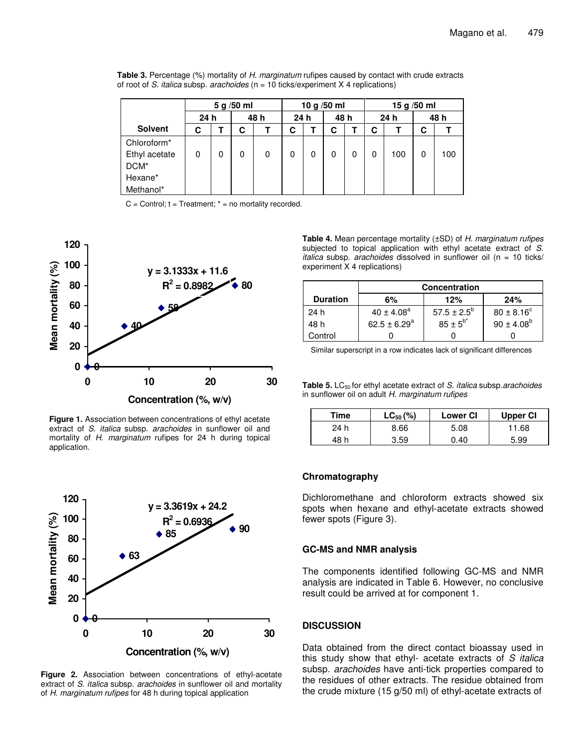**Table 3.** Percentage (%) mortality of *H. marginatum* rufipes caused by contact with crude extracts of root of *S. italica* subsp. *arachoides* (n = 10 ticks/experiment X 4 replications)

| | 5 g /50 ml | | | | 10 g /50 ml | | | | 15 g /50 ml | | | |
|---|---|---|---|---|---|---|---|---|---|---|---|---|
| | 24 h | | 48 h | | 24 h | | 48 h | | 24 h | | 48 h | |
| **Solvent** | **C** | **T** | **C** | **T** | **C** | **T** | **C** | **T** | **C** | **T** | **C** | **T** |
| Chloroform* | | | | | | | | | | | | |
| Ethyl acetate | 0 | 0 | 0 | 0 | 0 | 0 | 0 | 0 | 0 | 100 | 0 | 100 |
| DCM* | | | | | | | | | | | | |
| Hexane* | | | | | | | | | | | | |
| Methanol* | | | | | | | | | | | | |

C = Control; t = Treatment; * = no mortality recorded.

Figure 1. Association between concentrations of ethyl acetate extract of *S. italica* subsp. *arachoides* in sunflower oil and mortality of *H. marginatum* rufipes for 24 h during topical application.

Figure 2. Association between concentrations of ethyl-acetate extract of *S. italica* subsp. *arachoides* in sunflower oil and mortality of *H. marginatum rufipes* for 48 h during topical application

**Table 4.** Mean percentage mortality (±SD) of *H. marginatum rufipes* subjected to topical application with ethyl acetate extract of *S. italica* subsp. *arachoides* dissolved in sunflower oil (n = 10 ticks/ experiment X 4 replications)

| | Concentration | | |
|---|---|---|---|
| **Duration** | **6%** | **12%** | **24%** |
| 24 h | $40 \pm 4.08^a$ | $57.5 \pm 2.5^b$ | $80 \pm 8.16^c$ |
| 48 h | $62.5 \pm 6.29^a$ | $85 \pm 5^{b*}$ | $90 \pm 4.08^b$ |
| Control | 0 | 0 | 0 |

Similar superscript in a row indicates lack of significant differences

**Table 5.** $LC_{50}$ for ethyl acetate extract of *S. italica* subsp.*arachoides* in sunflower oil on adult *H. marginatum rufipes*

| Time | $LC_{50}$ (%) | Lower CI | Upper CI |
|---|---|---|---|
| 24 h | 8.66 | 5.08 | 11.68 |
| 48 h | 3.59 | 0.40 | 5.99 |

## Chromatography

Dichloromethane and chloroform extracts showed six spots when hexane and ethyl-acetate extracts showed fewer spots (Figure 3).

## GC-MS and NMR analysis

The components identified following GC-MS and NMR analysis are indicated in Table 6. However, no conclusive result could be arrived at for component 1.

## DISCUSSION

Data obtained from the direct contact bioassay used in this study show that ethyl- acetate extracts of *S italica* subsp. *arachoides* have anti-tick properties compared to the residues of other extracts. The residue obtained from the crude mixture (15 g/50 ml) of ethyl-acetate extracts of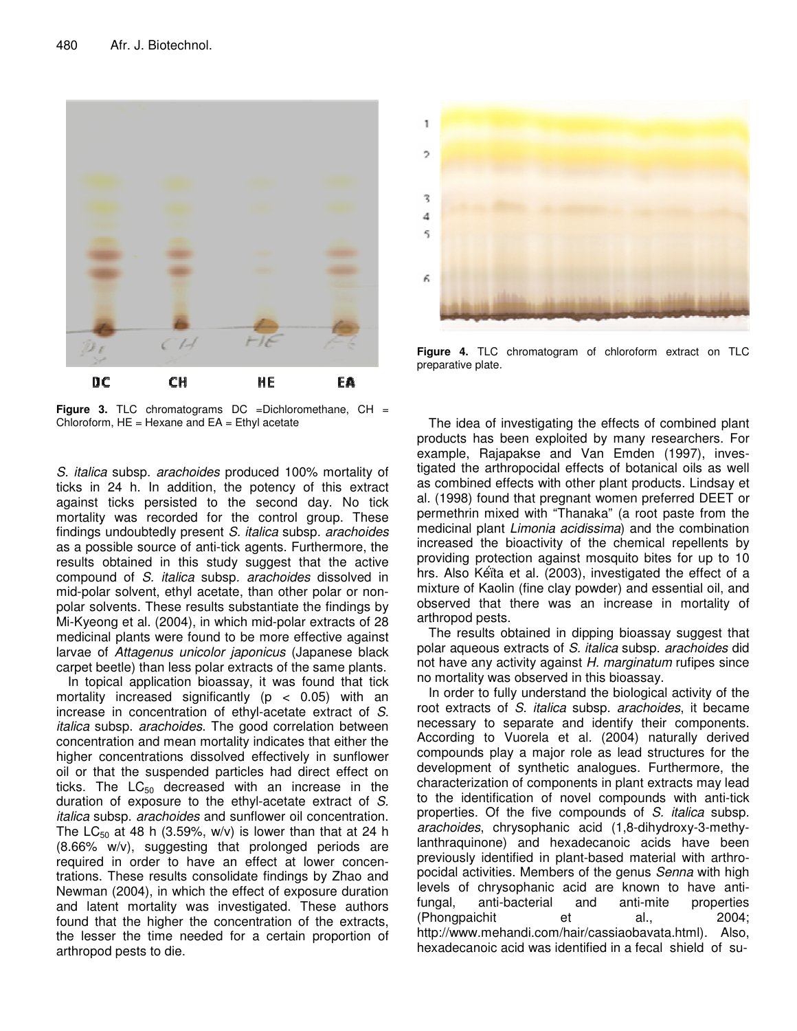**Figure 3.** TLC chromatograms DC =Dichloromethane, CH = Chloroform, HE = Hexane and EA = Ethyl acetate

**Figure 4.** TLC chromatogram of chloroform extract on TLC preparative plate.

*S. italica* subsp. *arachoides* produced 100% mortality of ticks in 24 h. In addition, the potency of this extract against ticks persisted to the second day. No tick mortality was recorded for the control group. These findings undoubtedly present *S. italica* subsp. *arachoides* as a possible source of anti-tick agents. Furthermore, the results obtained in this study suggest that the active compound of *S. italica* subsp. *arachoides* dissolved in mid-polar solvent, ethyl acetate, than other polar or non-polar solvents. These results substantiate the findings by Mi-Kyeong et al. (2004), in which mid-polar extracts of 28 medicinal plants were found to be more effective against larvae of *Attagenus unicolor japonicus* (Japanese black carpet beetle) than less polar extracts of the same plants.

In topical application bioassay, it was found that tick mortality increased significantly ($p < 0.05$) with an increase in concentration of ethyl-acetate extract of *S. italica* subsp. *arachoides*. The good correlation between concentration and mean mortality indicates that either the higher concentrations dissolved effectively in sunflower oil or that the suspended particles had direct effect on ticks. The $LC_{50}$ decreased with an increase in the duration of exposure to the ethyl-acetate extract of *S. italica* subsp. *arachoides* and sunflower oil concentration. The $LC_{50}$ at 48 h (3.59%, w/v) is lower than that at 24 h (8.66% w/v), suggesting that prolonged periods are required in order to have an effect at lower concentrations. These results consolidate findings by Zhao and Newman (2004), in which the effect of exposure duration and latent mortality was investigated. These authors found that the higher the concentration of the extracts, the lesser the time needed for a certain proportion of arthropod pests to die.

The idea of investigating the effects of combined plant products has been exploited by many researchers. For example, Rajapakse and Van Emden (1997), investigated the arthropocidal effects of botanical oils as well as combined effects with other plant products. Lindsay et al. (1998) found that pregnant women preferred DEET or permethrin mixed with "Thanaka" (a root paste from the medicinal plant *Limonia acidissima*) and the combination increased the bioactivity of the chemical repellents by providing protection against mosquito bites for up to 10 hrs. Also Kéïta et al. (2003), investigated the effect of a mixture of Kaolin (fine clay powder) and essential oil, and observed that there was an increase in mortality of arthropod pests.

The results obtained in dipping bioassay suggest that polar aqueous extracts of *S. italica* subsp. *arachoides* did not have any activity against *H. marginatum* rufipes since no mortality was observed in this bioassay.

In order to fully understand the biological activity of the root extracts of *S. italica* subsp. *arachoides*, it became necessary to separate and identify their components. According to Vuorela et al. (2004) naturally derived compounds play a major role as lead structures for the development of synthetic analogues. Furthermore, the characterization of components in plant extracts may lead to the identification of novel compounds with anti-tick properties. Of the five compounds of *S. italica* subsp. *arachoides*, chrysophanic acid (1,8-dihydroxy-3-methylanthraquinone) and hexadecanoic acids have been previously identified in plant-based material with arthropocidal activities. Members of the genus *Senna* with high levels of chrysophanic acid are known to have anti-fungal, anti-bacterial and anti-mite properties (Phongpaichit et al., 2004; http://www.mehandi.com/hair/cassiaobavata.html). Also, hexadecanoic acid was identified in a fecal shield of su-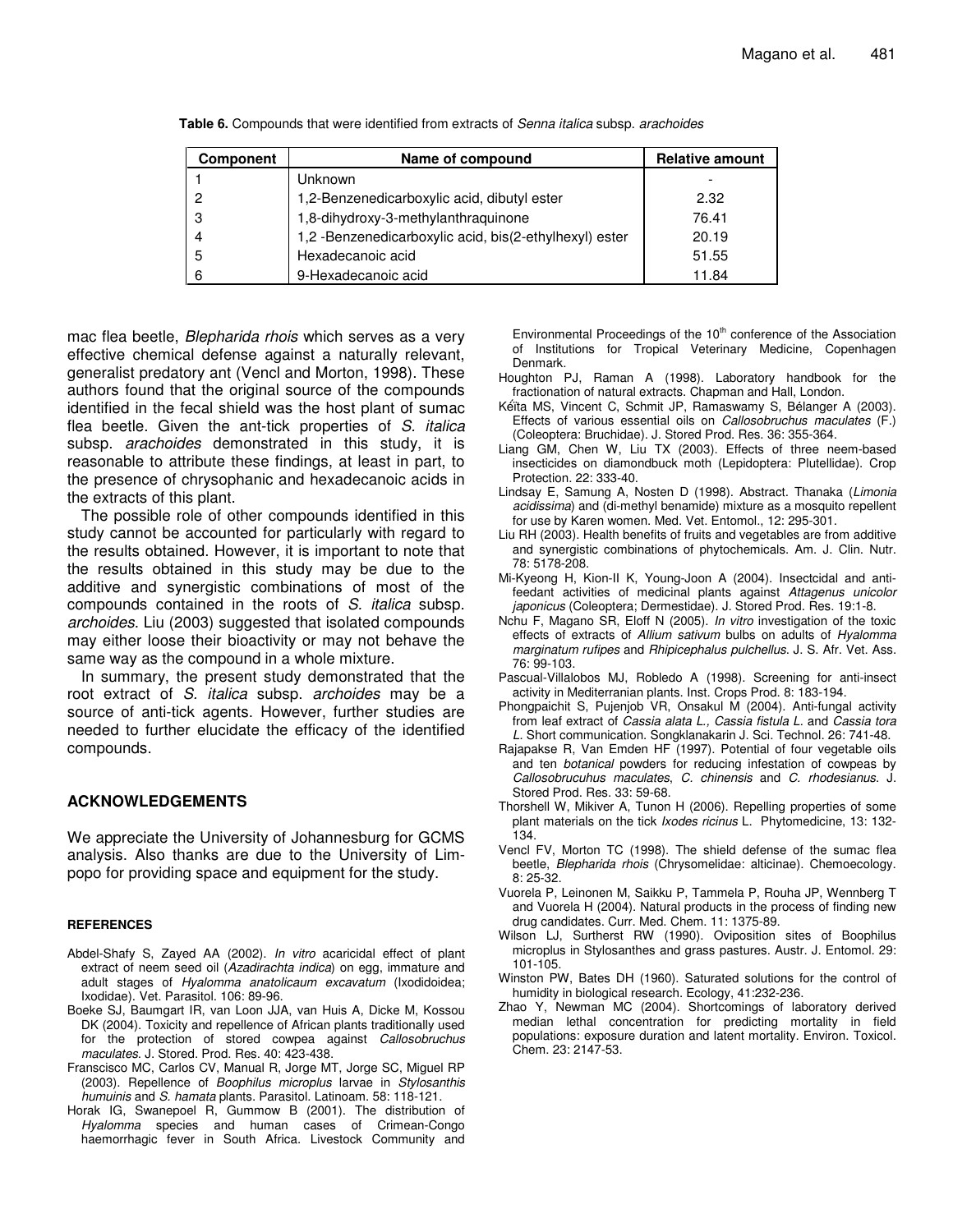**Table 6.** Compounds that were identified from extracts of *Senna italica* subsp. *arachoides*

| Component | Name of compound | Relative amount |
|---|---|---|
| 1 | Unknown | - |
| 2 | 1,2-Benzenedicarboxylic acid, dibutyl ester | 2.32 |
| 3 | 1,8-dihydroxy-3-methylanthraquinone | 76.41 |
| 4 | 1,2 -Benzenedicarboxylic acid, bis(2-ethylhexyl) ester | 20.19 |
| 5 | Hexadecanoic acid | 51.55 |
| 6 | 9-Hexadecanoic acid | 11.84 |

mac flea beetle, *Blepharida rhois* which serves as a very effective chemical defense against a naturally relevant, generalist predatory ant (Vencl and Morton, 1998). These authors found that the original source of the compounds identified in the fecal shield was the host plant of sumac flea beetle. Given the ant-tick properties of *S. italica* subsp. *arachoides* demonstrated in this study, it is reasonable to attribute these findings, at least in part, to the presence of chrysophanic and hexadecanoic acids in the extracts of this plant.

The possible role of other compounds identified in this study cannot be accounted for particularly with regard to the results obtained. However, it is important to note that the results obtained in this study may be due to the additive and synergistic combinations of most of the compounds contained in the roots of *S. italica* subsp. *archoides*. Liu (2003) suggested that isolated compounds may either loose their bioactivity or may not behave the same way as the compound in a whole mixture.

In summary, the present study demonstrated that the root extract of *S. italica* subsp. *archoides* may be a source of anti-tick agents. However, further studies are needed to further elucidate the efficacy of the identified compounds.

## ACKNOWLEDGEMENTS

We appreciate the University of Johannesburg for GCMS analysis. Also thanks are due to the University of Limpopo for providing space and equipment for the study.

### REFERENCES

Abdel-Shafy S, Zayed AA (2002). *In vitro* acaricidal effect of plant extract of neem seed oil (*Azadirachta indica*) on egg, immature and adult stages of *Hyalomma anatolicaum excavatum* (Ixodidoidea; Ixodidae). Vet. Parasitol. 106: 89-96.

Boeke SJ, Baumgart IR, van Loon JJA, van Huis A, Dicke M, Kossou DK (2004). Toxicity and repellence of African plants traditionally used for the protection of stored cowpea against *Callosobruchus maculates*. J. Stored. Prod. Res. 40: 423-438.

Franscisco MC, Carlos CV, Manual R, Jorge MT, Jorge SC, Miguel RP (2003). Repellence of *Boophilus microplus* larvae in *Stylosanthis humuinis* and *S. hamata* plants. Parasitol. Latinoam. 58: 118-121.

Horak IG, Swanepoel R, Gummow B (2001). The distribution of *Hyalomma* species and human cases of Crimean-Congo haemorrhagic fever in South Africa. Livestock Community and Environmental Proceedings of the 10th conference of the Association of Institutions for Tropical Veterinary Medicine, Copenhagen Denmark.

Houghton PJ, Raman A (1998). Laboratory handbook for the fractionation of natural extracts. Chapman and Hall, London.

Kéïta MS, Vincent C, Schmit JP, Ramaswamy S, Bélanger A (2003). Effects of various essential oils on *Callosobruchus maculates* (F.) (Coleoptera: Bruchidae). J. Stored Prod. Res. 36: 355-364.

Liang GM, Chen W, Liu TX (2003). Effects of three neem-based insecticides on diamondbuck moth (Lepidoptera: Plutellidae). Crop Protection. 22: 333-40.

Lindsay E, Samung A, Nosten D (1998). Abstract. Thanaka (*Limonia acidissima*) and (di-methyl benamide) mixture as a mosquito repellent for use by Karen women. Med. Vet. Entomol., 12: 295-301.

Liu RH (2003). Health benefits of fruits and vegetables are from additive and synergistic combinations of phytochemicals. Am. J. Clin. Nutr. 78: 5178-208.

Mi-Kyeong H, Kion-Il K, Young-Joon A (2004). Insectcidal and anti-feedant activities of medicinal plants against *Attagenus unicolor japonicus* (Coleoptera; Dermestidae). J. Stored Prod. Res. 19:1-8.

Nchu F, Magano SR, Eloff N (2005). *In vitro* investigation of the toxic effects of extracts of *Allium sativum* bulbs on adults of *Hyalomma marginatum rufipes* and *Rhipicephalus pulchellus*. J. S. Afr. Vet. Ass. 76: 99-103.

Pascual-Villalobos MJ, Robledo A (1998). Screening for anti-insect activity in Mediterranian plants. Inst. Crops Prod. 8: 183-194.

Phongpaichit S, Pujenjob VR, Onsakul M (2004). Anti-fungal activity from leaf extract of *Cassia alata L., Cassia fistula L.* and *Cassia tora L.* Short communication. Songklanakarin J. Sci. Technol. 26: 741-48.

Rajapakse R, Van Emden HF (1997). Potential of four vegetable oils and ten *botanical* powders for reducing infestation of cowpeas by *Callosobrucuhus maculates*, *C. chinensis* and *C. rhodesianus*. J. Stored Prod. Res. 33: 59-68.

Thorshell W, Mikiver A, Tunon H (2006). Repelling properties of some plant materials on the tick *Ixodes ricinus* L. Phytomedicine, 13: 132-134.

Vencl FV, Morton TC (1998). The shield defense of the sumac flea beetle, *Blepharida rhois* (Chrysomelidae: alticinae). Chemoecology. 8: 25-32.

Vuorela P, Leinonen M, Saikku P, Tammela P, Rouha JP, Wennberg T and Vuorela H (2004). Natural products in the process of finding new drug candidates. Curr. Med. Chem. 11: 1375-89.

Wilson LJ, Surtherst RW (1990). Oviposition sites of Boophilus microplus in Stylosanthes and grass pastures. Austr. J. Entomol. 29: 101-105.

Winston PW, Bates DH (1960). Saturated solutions for the control of humidity in biological research. Ecology, 41:232-236.

Zhao Y, Newman MC (2004). Shortcomings of laboratory derived median lethal concentration for predicting mortality in field populations: exposure duration and latent mortality. Environ. Toxicol. Chem. 23: 2147-53.